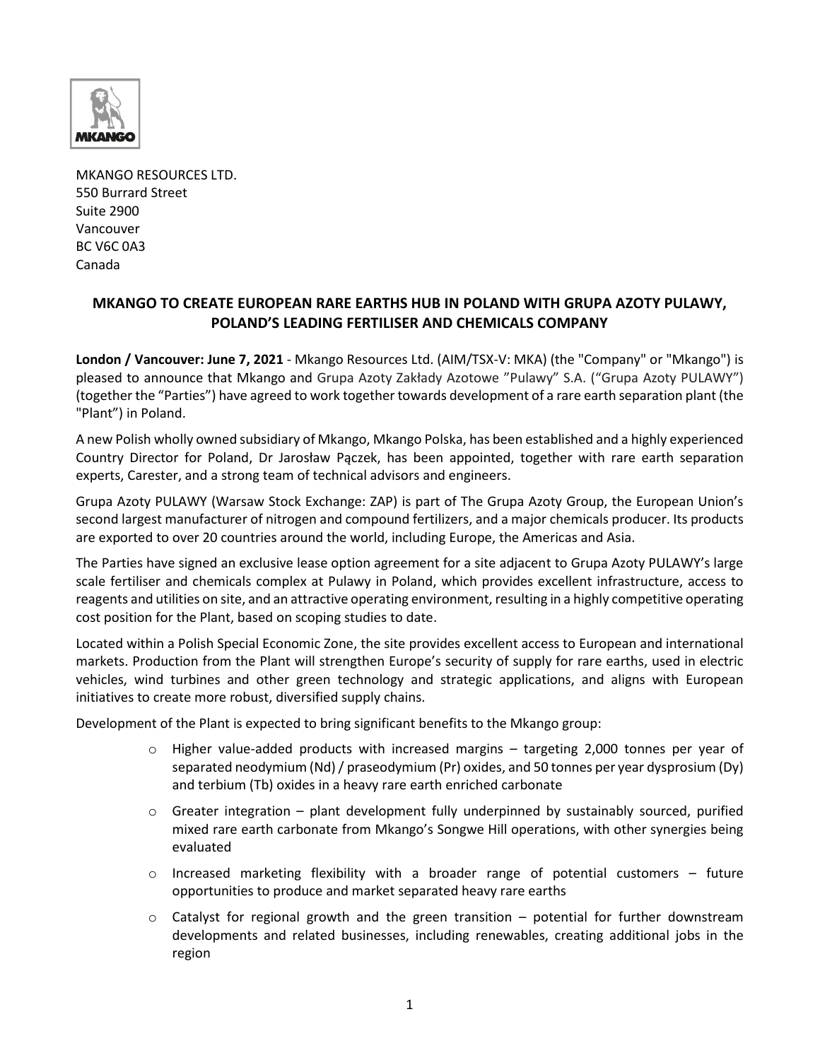MKANGO RESOURCES LTD.
550 Burrard Street
Suite 2900
Vancouver
BC V6C 0A3
Canada

## MKANGO TO CREATE EUROPEAN RARE EARTHS HUB IN POLAND WITH GRUPA AZOTY PULAWY, POLAND'S LEADING FERTILISER AND CHEMICALS COMPANY

**London / Vancouver: June 7, 2021** - Mkango Resources Ltd. (AIM/TSX-V: MKA) (the "Company" or "Mkango") is pleased to announce that Mkango and Grupa Azoty Zakłady Azotowe "Pulawy" S.A. ("Grupa Azoty PULAWY") (together the "Parties") have agreed to work together towards development of a rare earth separation plant (the "Plant") in Poland.

A new Polish wholly owned subsidiary of Mkango, Mkango Polska, has been established and a highly experienced Country Director for Poland, Dr Jarosław Pączek, has been appointed, together with rare earth separation experts, Carester, and a strong team of technical advisors and engineers.

Grupa Azoty PULAWY (Warsaw Stock Exchange: ZAP) is part of The Grupa Azoty Group, the European Union's second largest manufacturer of nitrogen and compound fertilizers, and a major chemicals producer. Its products are exported to over 20 countries around the world, including Europe, the Americas and Asia.

The Parties have signed an exclusive lease option agreement for a site adjacent to Grupa Azoty PULAWY's large scale fertiliser and chemicals complex at Pulawy in Poland, which provides excellent infrastructure, access to reagents and utilities on site, and an attractive operating environment, resulting in a highly competitive operating cost position for the Plant, based on scoping studies to date.

Located within a Polish Special Economic Zone, the site provides excellent access to European and international markets. Production from the Plant will strengthen Europe's security of supply for rare earths, used in electric vehicles, wind turbines and other green technology and strategic applications, and aligns with European initiatives to create more robust, diversified supply chains.

Development of the Plant is expected to bring significant benefits to the Mkango group:

- Higher value-added products with increased margins – targeting 2,000 tonnes per year of separated neodymium (Nd) / praseodymium (Pr) oxides, and 50 tonnes per year dysprosium (Dy) and terbium (Tb) oxides in a heavy rare earth enriched carbonate
- Greater integration – plant development fully underpinned by sustainably sourced, purified mixed rare earth carbonate from Mkango's Songwe Hill operations, with other synergies being evaluated
- Increased marketing flexibility with a broader range of potential customers – future opportunities to produce and market separated heavy rare earths
- Catalyst for regional growth and the green transition – potential for further downstream developments and related businesses, including renewables, creating additional jobs in the region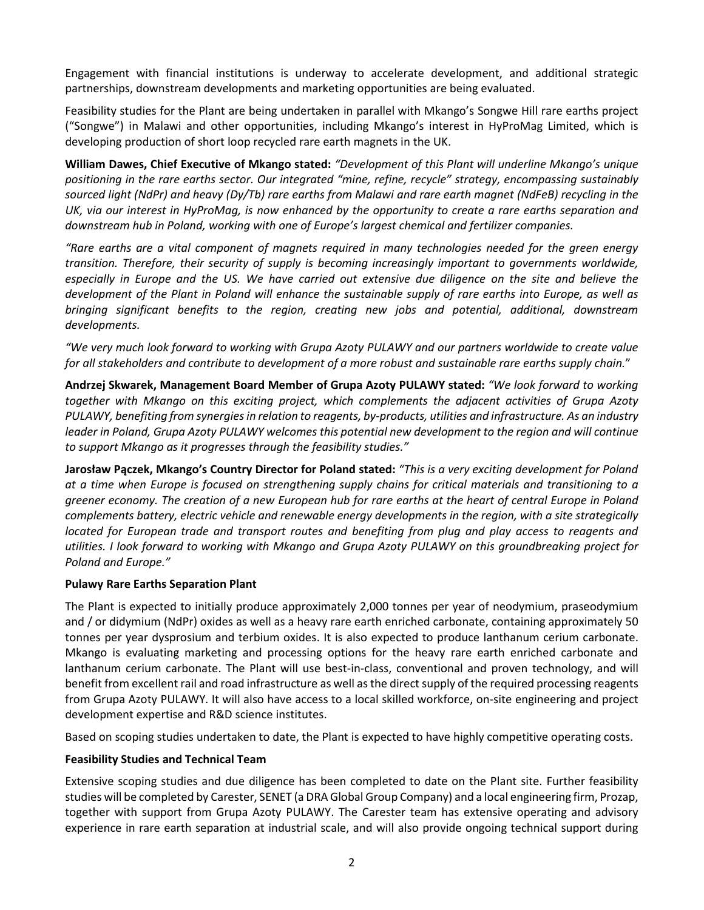Engagement with financial institutions is underway to accelerate development, and additional strategic partnerships, downstream developments and marketing opportunities are being evaluated.

Feasibility studies for the Plant are being undertaken in parallel with Mkango's Songwe Hill rare earths project ("Songwe") in Malawi and other opportunities, including Mkango's interest in HyProMag Limited, which is developing production of short loop recycled rare earth magnets in the UK.

**William Dawes, Chief Executive of Mkango stated:** *"Development of this Plant will underline Mkango's unique positioning in the rare earths sector. Our integrated "mine, refine, recycle" strategy, encompassing sustainably sourced light (NdPr) and heavy (Dy/Tb) rare earths from Malawi and rare earth magnet (NdFeB) recycling in the UK, via our interest in HyProMag, is now enhanced by the opportunity to create a rare earths separation and downstream hub in Poland, working with one of Europe's largest chemical and fertilizer companies.*

*"Rare earths are a vital component of magnets required in many technologies needed for the green energy transition. Therefore, their security of supply is becoming increasingly important to governments worldwide, especially in Europe and the US. We have carried out extensive due diligence on the site and believe the development of the Plant in Poland will enhance the sustainable supply of rare earths into Europe, as well as bringing significant benefits to the region, creating new jobs and potential, additional, downstream developments.*

*"We very much look forward to working with Grupa Azoty PULAWY and our partners worldwide to create value for all stakeholders and contribute to development of a more robust and sustainable rare earths supply chain."*

**Andrzej Skwarek, Management Board Member of Grupa Azoty PULAWY stated:** *"We look forward to working together with Mkango on this exciting project, which complements the adjacent activities of Grupa Azoty PULAWY, benefiting from synergies in relation to reagents, by-products, utilities and infrastructure. As an industry leader in Poland, Grupa Azoty PULAWY welcomes this potential new development to the region and will continue to support Mkango as it progresses through the feasibility studies."*

**Jarosław Pączek, Mkango's Country Director for Poland stated:** *"This is a very exciting development for Poland at a time when Europe is focused on strengthening supply chains for critical materials and transitioning to a greener economy. The creation of a new European hub for rare earths at the heart of central Europe in Poland complements battery, electric vehicle and renewable energy developments in the region, with a site strategically located for European trade and transport routes and benefiting from plug and play access to reagents and utilities. I look forward to working with Mkango and Grupa Azoty PULAWY on this groundbreaking project for Poland and Europe."*

**Pulawy Rare Earths Separation Plant**

The Plant is expected to initially produce approximately 2,000 tonnes per year of neodymium, praseodymium and / or didymium (NdPr) oxides as well as a heavy rare earth enriched carbonate, containing approximately 50 tonnes per year dysprosium and terbium oxides. It is also expected to produce lanthanum cerium carbonate. Mkango is evaluating marketing and processing options for the heavy rare earth enriched carbonate and lanthanum cerium carbonate. The Plant will use best-in-class, conventional and proven technology, and will benefit from excellent rail and road infrastructure as well as the direct supply of the required processing reagents from Grupa Azoty PULAWY. It will also have access to a local skilled workforce, on-site engineering and project development expertise and R&D science institutes.

Based on scoping studies undertaken to date, the Plant is expected to have highly competitive operating costs.

**Feasibility Studies and Technical Team**

Extensive scoping studies and due diligence has been completed to date on the Plant site. Further feasibility studies will be completed by Carester, SENET (a DRA Global Group Company) and a local engineering firm, Prozap, together with support from Grupa Azoty PULAWY. The Carester team has extensive operating and advisory experience in rare earth separation at industrial scale, and will also provide ongoing technical support during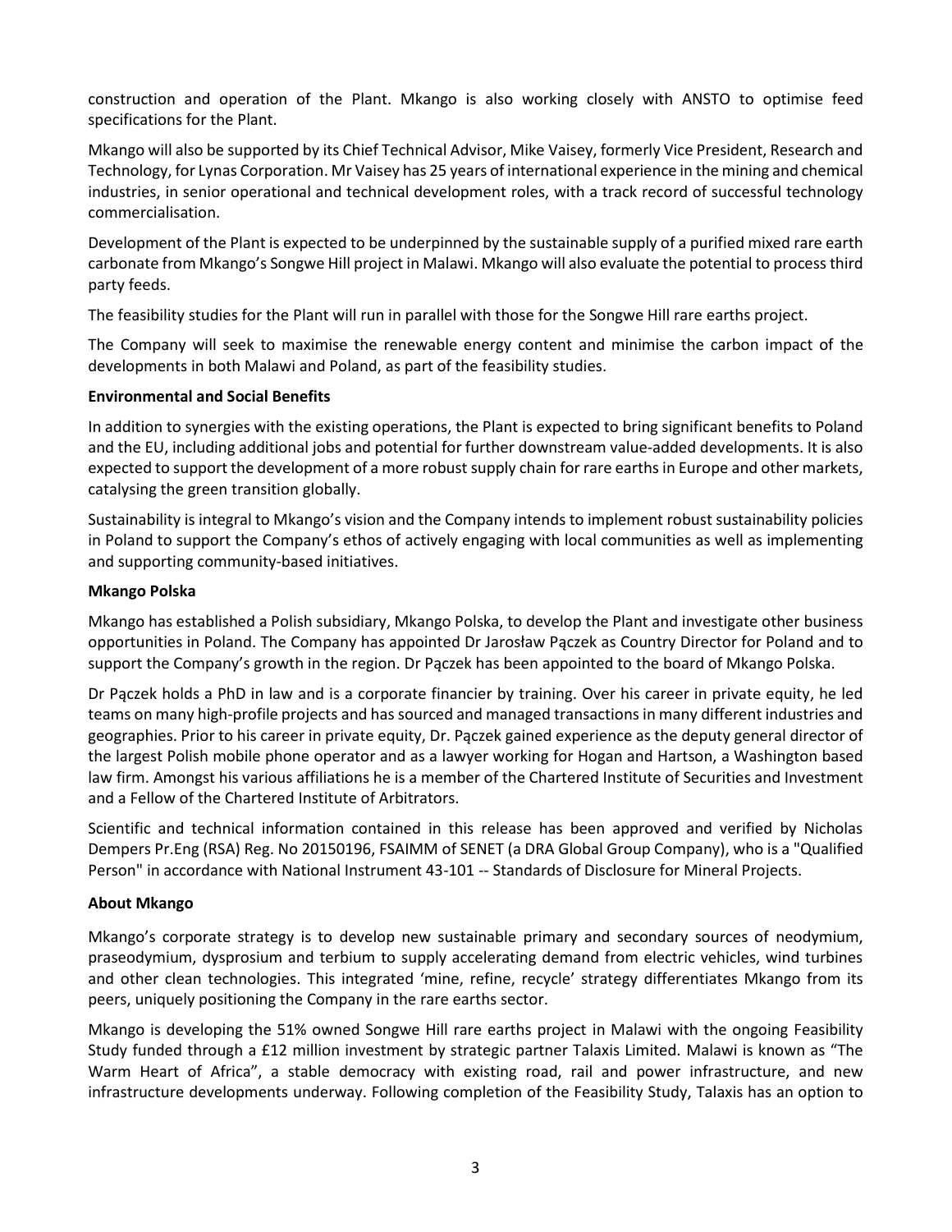construction and operation of the Plant. Mkango is also working closely with ANSTO to optimise feed specifications for the Plant.

Mkango will also be supported by its Chief Technical Advisor, Mike Vaisey, formerly Vice President, Research and Technology, for Lynas Corporation. Mr Vaisey has 25 years of international experience in the mining and chemical industries, in senior operational and technical development roles, with a track record of successful technology commercialisation.

Development of the Plant is expected to be underpinned by the sustainable supply of a purified mixed rare earth carbonate from Mkango's Songwe Hill project in Malawi. Mkango will also evaluate the potential to process third party feeds.

The feasibility studies for the Plant will run in parallel with those for the Songwe Hill rare earths project.

The Company will seek to maximise the renewable energy content and minimise the carbon impact of the developments in both Malawi and Poland, as part of the feasibility studies.

**Environmental and Social Benefits**

In addition to synergies with the existing operations, the Plant is expected to bring significant benefits to Poland and the EU, including additional jobs and potential for further downstream value-added developments. It is also expected to support the development of a more robust supply chain for rare earths in Europe and other markets, catalysing the green transition globally.

Sustainability is integral to Mkango's vision and the Company intends to implement robust sustainability policies in Poland to support the Company's ethos of actively engaging with local communities as well as implementing and supporting community-based initiatives.

**Mkango Polska**

Mkango has established a Polish subsidiary, Mkango Polska, to develop the Plant and investigate other business opportunities in Poland. The Company has appointed Dr Jarosław Pączek as Country Director for Poland and to support the Company's growth in the region. Dr Pączek has been appointed to the board of Mkango Polska.

Dr Pączek holds a PhD in law and is a corporate financier by training. Over his career in private equity, he led teams on many high-profile projects and has sourced and managed transactions in many different industries and geographies. Prior to his career in private equity, Dr. Pączek gained experience as the deputy general director of the largest Polish mobile phone operator and as a lawyer working for Hogan and Hartson, a Washington based law firm. Amongst his various affiliations he is a member of the Chartered Institute of Securities and Investment and a Fellow of the Chartered Institute of Arbitrators.

Scientific and technical information contained in this release has been approved and verified by Nicholas Dempers Pr.Eng (RSA) Reg. No 20150196, FSAIMM of SENET (a DRA Global Group Company), who is a "Qualified Person" in accordance with National Instrument 43-101 -- Standards of Disclosure for Mineral Projects.

**About Mkango**

Mkango's corporate strategy is to develop new sustainable primary and secondary sources of neodymium, praseodymium, dysprosium and terbium to supply accelerating demand from electric vehicles, wind turbines and other clean technologies. This integrated 'mine, refine, recycle' strategy differentiates Mkango from its peers, uniquely positioning the Company in the rare earths sector.

Mkango is developing the 51% owned Songwe Hill rare earths project in Malawi with the ongoing Feasibility Study funded through a £12 million investment by strategic partner Talaxis Limited. Malawi is known as "The Warm Heart of Africa", a stable democracy with existing road, rail and power infrastructure, and new infrastructure developments underway. Following completion of the Feasibility Study, Talaxis has an option to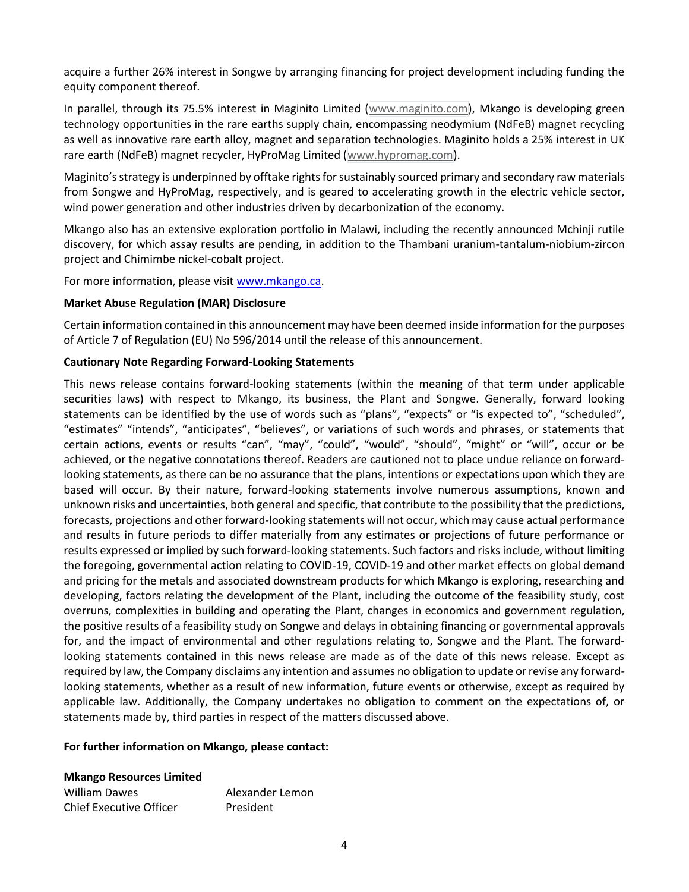acquire a further 26% interest in Songwe by arranging financing for project development including funding the equity component thereof.

In parallel, through its 75.5% interest in Maginito Limited (www.maginito.com), Mkango is developing green technology opportunities in the rare earths supply chain, encompassing neodymium (NdFeB) magnet recycling as well as innovative rare earth alloy, magnet and separation technologies. Maginito holds a 25% interest in UK rare earth (NdFeB) magnet recycler, HyProMag Limited (www.hypromag.com).

Maginito's strategy is underpinned by offtake rights for sustainably sourced primary and secondary raw materials from Songwe and HyProMag, respectively, and is geared to accelerating growth in the electric vehicle sector, wind power generation and other industries driven by decarbonization of the economy.

Mkango also has an extensive exploration portfolio in Malawi, including the recently announced Mchinji rutile discovery, for which assay results are pending, in addition to the Thambani uranium-tantalum-niobium-zircon project and Chimimbe nickel-cobalt project.

For more information, please visit www.mkango.ca.

**Market Abuse Regulation (MAR) Disclosure**

Certain information contained in this announcement may have been deemed inside information for the purposes of Article 7 of Regulation (EU) No 596/2014 until the release of this announcement.

**Cautionary Note Regarding Forward-Looking Statements**

This news release contains forward-looking statements (within the meaning of that term under applicable securities laws) with respect to Mkango, its business, the Plant and Songwe. Generally, forward looking statements can be identified by the use of words such as "plans", "expects" or "is expected to", "scheduled", "estimates" "intends", "anticipates", "believes", or variations of such words and phrases, or statements that certain actions, events or results "can", "may", "could", "would", "should", "might" or "will", occur or be achieved, or the negative connotations thereof. Readers are cautioned not to place undue reliance on forward-looking statements, as there can be no assurance that the plans, intentions or expectations upon which they are based will occur. By their nature, forward-looking statements involve numerous assumptions, known and unknown risks and uncertainties, both general and specific, that contribute to the possibility that the predictions, forecasts, projections and other forward-looking statements will not occur, which may cause actual performance and results in future periods to differ materially from any estimates or projections of future performance or results expressed or implied by such forward-looking statements. Such factors and risks include, without limiting the foregoing, governmental action relating to COVID-19, COVID-19 and other market effects on global demand and pricing for the metals and associated downstream products for which Mkango is exploring, researching and developing, factors relating the development of the Plant, including the outcome of the feasibility study, cost overruns, complexities in building and operating the Plant, changes in economics and government regulation, the positive results of a feasibility study on Songwe and delays in obtaining financing or governmental approvals for, and the impact of environmental and other regulations relating to, Songwe and the Plant. The forward-looking statements contained in this news release are made as of the date of this news release. Except as required by law, the Company disclaims any intention and assumes no obligation to update or revise any forward-looking statements, whether as a result of new information, future events or otherwise, except as required by applicable law. Additionally, the Company undertakes no obligation to comment on the expectations of, or statements made by, third parties in respect of the matters discussed above.

**For further information on Mkango, please contact:**

**Mkango Resources Limited**

| | |
|---|---|
| William Dawes | Alexander Lemon |
| Chief Executive Officer | President |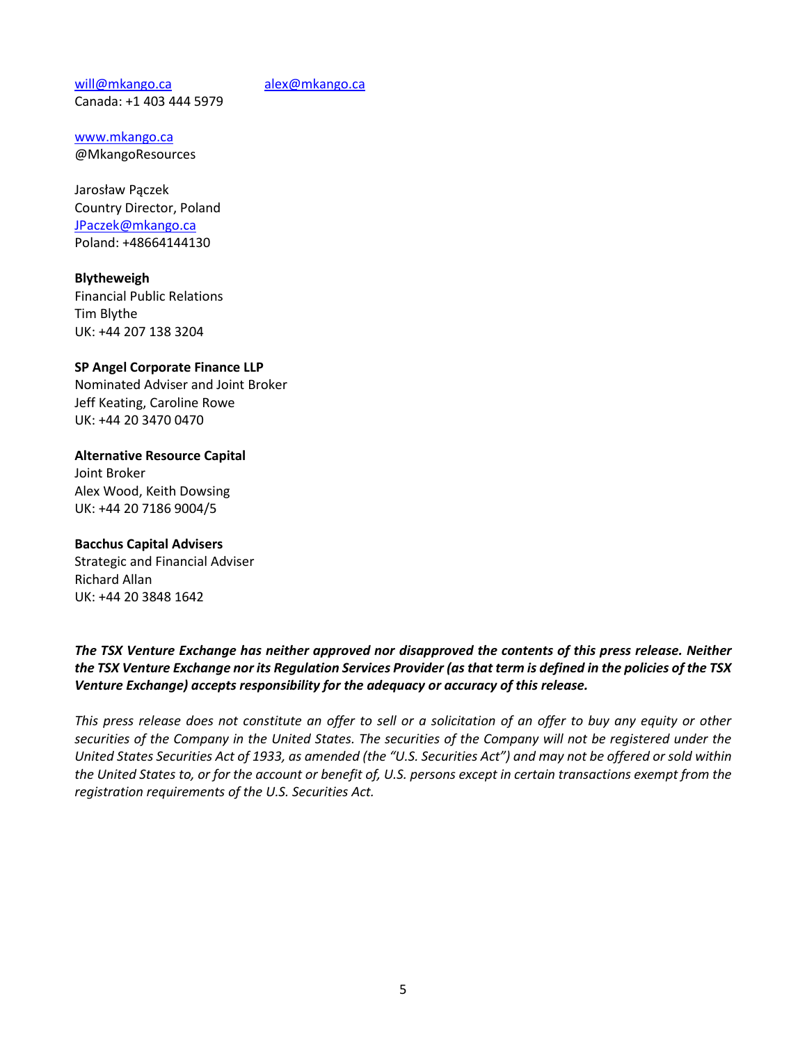will@mkango.ca alex@mkango.ca
Canada: +1 403 444 5979

www.mkango.ca
@MkangoResources

Jarosław Pączek
Country Director, Poland
JPaczek@mkango.ca
Poland: +48664144130

**Blytheweigh**
Financial Public Relations
Tim Blythe
UK: +44 207 138 3204

**SP Angel Corporate Finance LLP**
Nominated Adviser and Joint Broker
Jeff Keating, Caroline Rowe
UK: +44 20 3470 0470

**Alternative Resource Capital**
Joint Broker
Alex Wood, Keith Dowsing
UK: +44 20 7186 9004/5

**Bacchus Capital Advisers**
Strategic and Financial Adviser
Richard Allan
UK: +44 20 3848 1642

***The TSX Venture Exchange has neither approved nor disapproved the contents of this press release. Neither the TSX Venture Exchange nor its Regulation Services Provider (as that term is defined in the policies of the TSX Venture Exchange) accepts responsibility for the adequacy or accuracy of this release.***

*This press release does not constitute an offer to sell or a solicitation of an offer to buy any equity or other securities of the Company in the United States. The securities of the Company will not be registered under the United States Securities Act of 1933, as amended (the "U.S. Securities Act") and may not be offered or sold within the United States to, or for the account or benefit of, U.S. persons except in certain transactions exempt from the registration requirements of the U.S. Securities Act.*